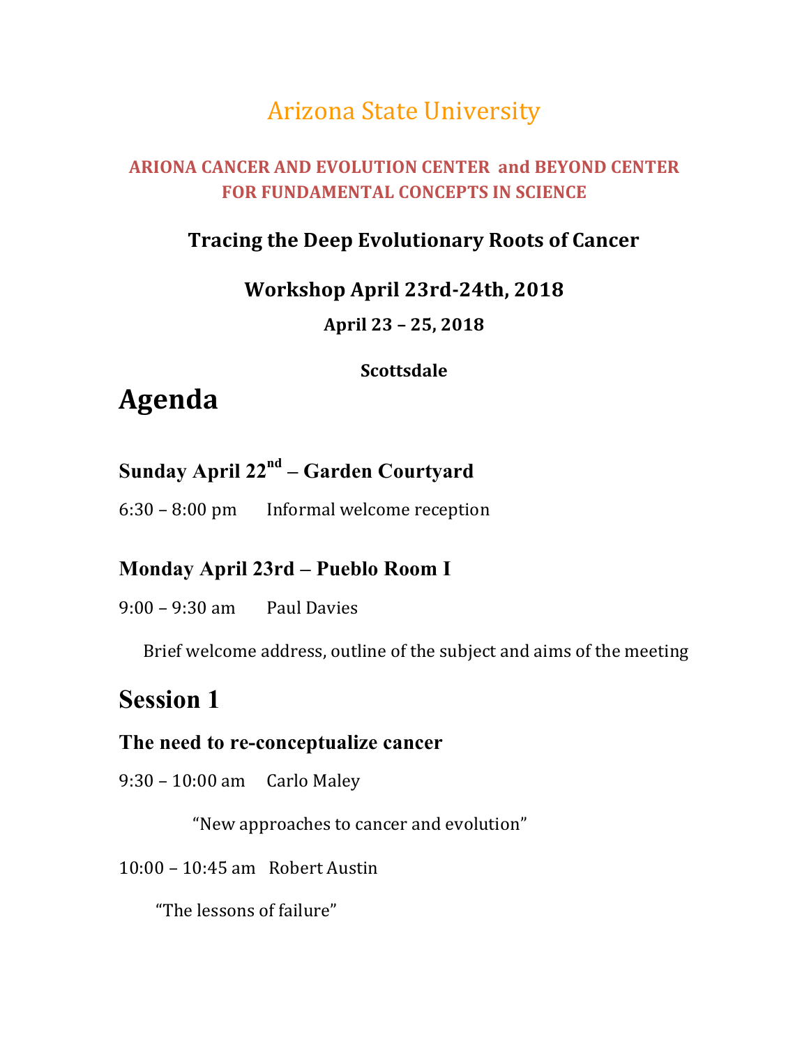# Arizona State University

**ARIONA CANCER AND EVOLUTION CENTER and BEYOND CENTER FOR FUNDAMENTAL CONCEPTS IN SCIENCE**

**Tracing the Deep Evolutionary Roots of Cancer**

**Workshop April 23rd-24th, 2018**

**April 23 – 25, 2018**

**Scottsdale**

# Agenda

## Sunday April 22nd – Garden Courtyard

6:30 – 8:00 pm Informal welcome reception

## Monday April 23rd – Pueblo Room I

9:00 – 9:30 am Paul Davies

Brief welcome address, outline of the subject and aims of the meeting

# Session 1

## The need to re-conceptualize cancer

9:30 – 10:00 am Carlo Maley

"New approaches to cancer and evolution"

10:00 – 10:45 am Robert Austin

"The lessons of failure"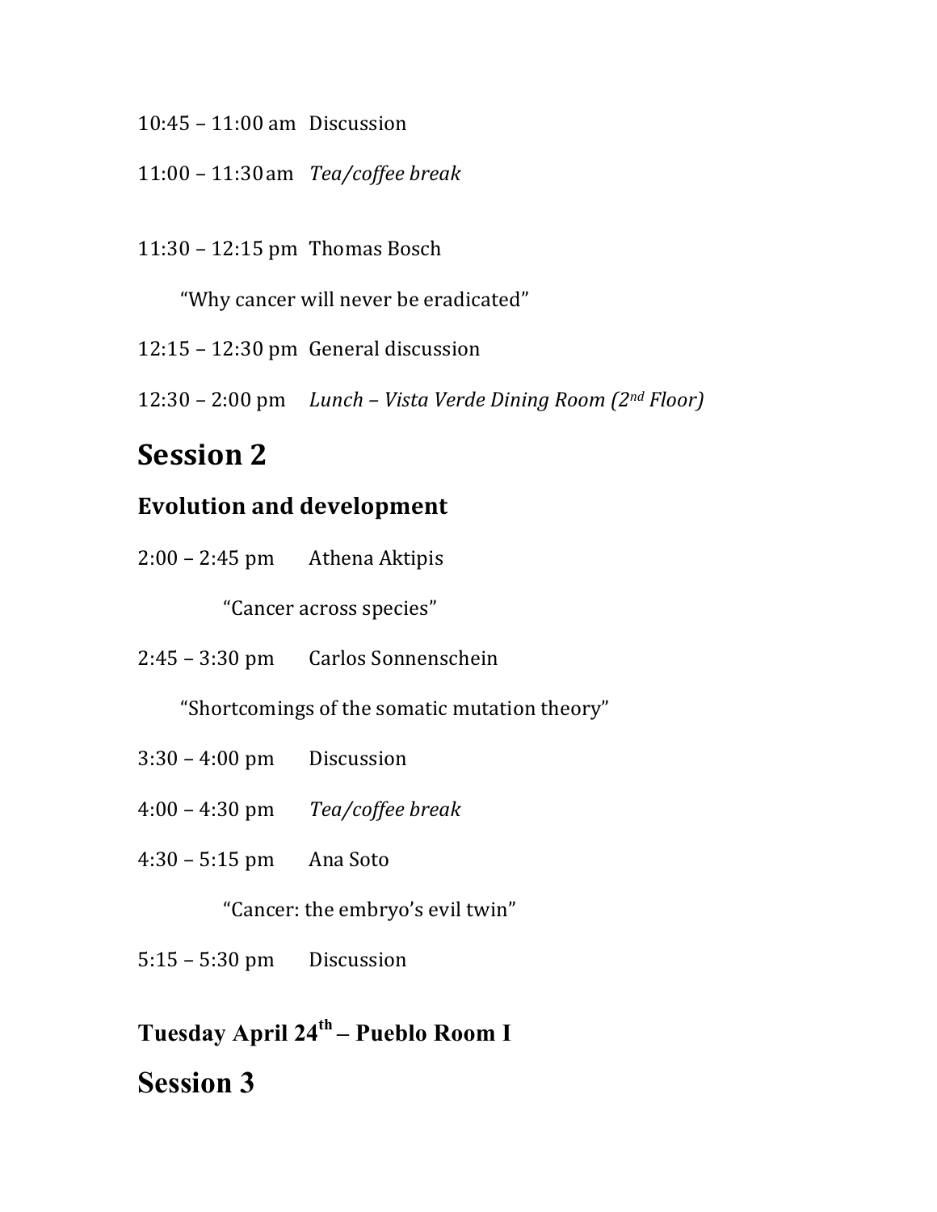10:45 – 11:00 am Discussion

11:00 – 11:30 am *Tea/coffee break*

11:30 – 12:15 pm Thomas Bosch

“Why cancer will never be eradicated”

12:15 – 12:30 pm General discussion

12:30 – 2:00 pm *Lunch – Vista Verde Dining Room (2nd Floor)*

# Session 2

## Evolution and development

2:00 – 2:45 pm Athena Aktipis

“Cancer across species”

2:45 – 3:30 pm Carlos Sonnenschein

“Shortcomings of the somatic mutation theory”

3:30 – 4:00 pm Discussion

4:00 – 4:30 pm *Tea/coffee break*

4:30 – 5:15 pm Ana Soto

“Cancer: the embryo’s evil twin”

5:15 – 5:30 pm Discussion

## Tuesday April 24th – Pueblo Room I

# Session 3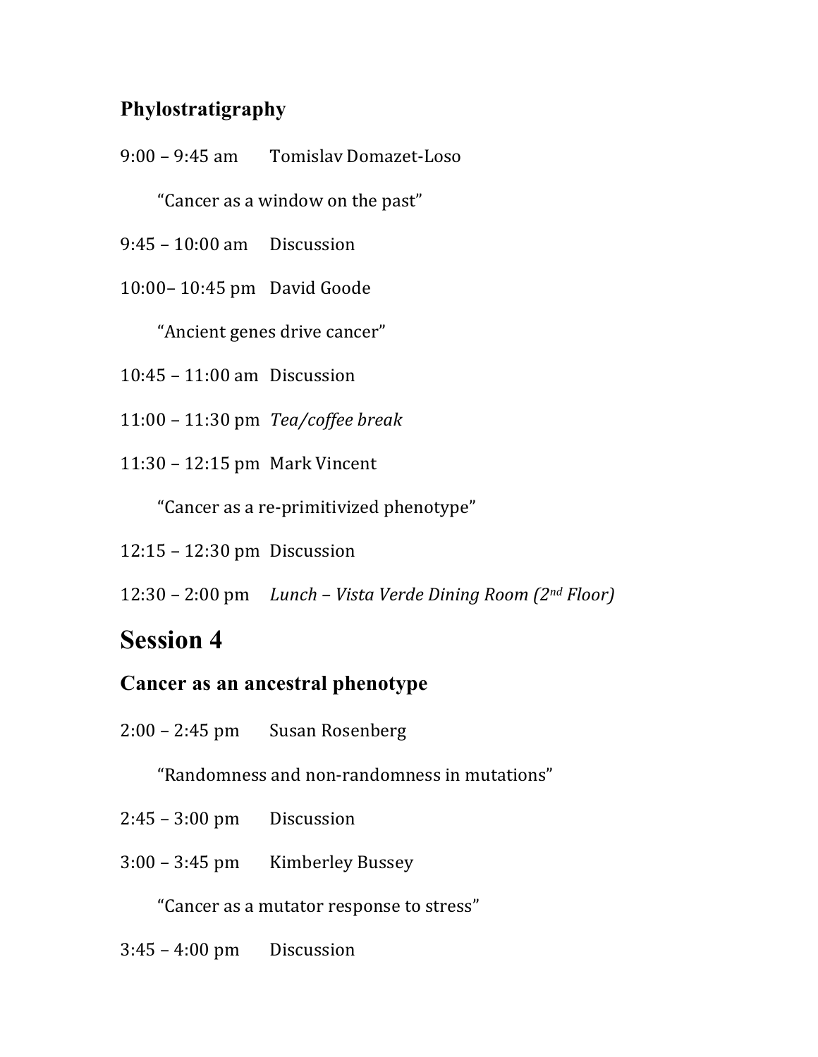### Phylostratigraphy

9:00 – 9:45 am Tomislav Domazet-Loso

"Cancer as a window on the past"

9:45 – 10:00 am Discussion

10:00– 10:45 pm David Goode

"Ancient genes drive cancer"

10:45 – 11:00 am Discussion

11:00 – 11:30 pm *Tea/coffee break*

11:30 – 12:15 pm Mark Vincent

"Cancer as a re-primitivized phenotype"

12:15 – 12:30 pm Discussion

12:30 – 2:00 pm *Lunch – Vista Verde Dining Room (2nd Floor)*

## Session 4

### Cancer as an ancestral phenotype

2:00 – 2:45 pm Susan Rosenberg

"Randomness and non-randomness in mutations"

2:45 – 3:00 pm Discussion

3:00 – 3:45 pm Kimberley Bussey

"Cancer as a mutator response to stress"

3:45 – 4:00 pm Discussion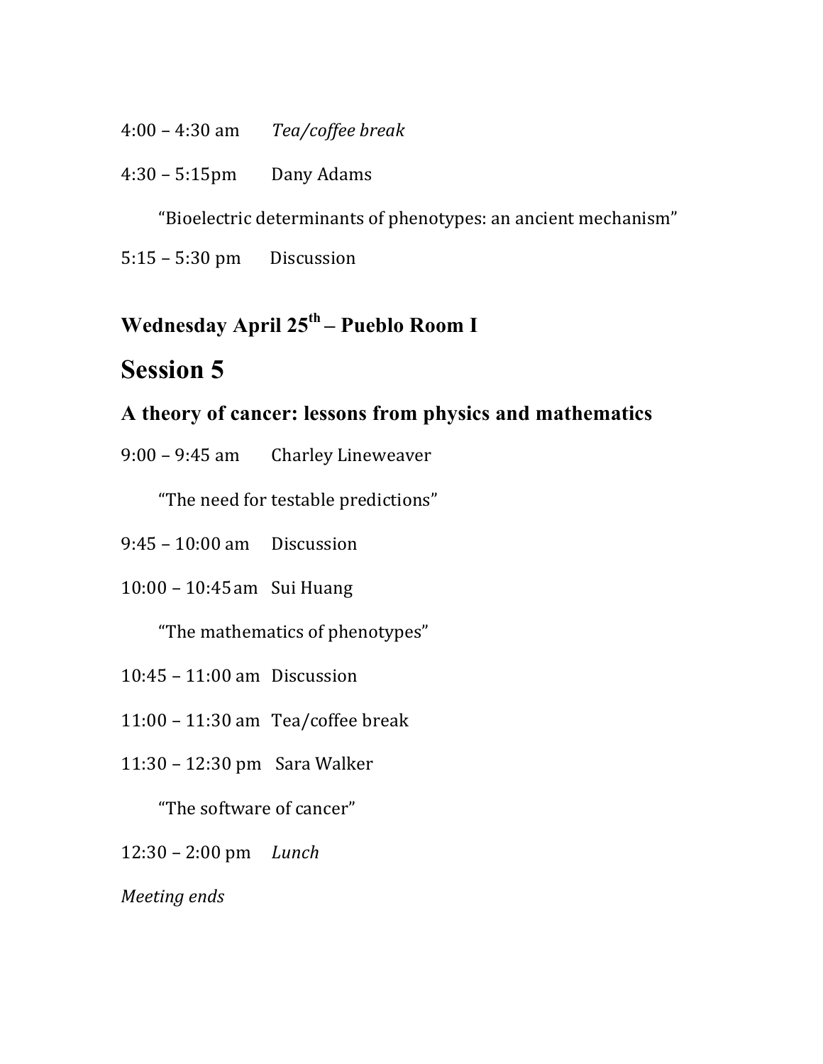4:00 – 4:30 am *Tea/coffee break*

4:30 – 5:15pm Dany Adams

"Bioelectric determinants of phenotypes: an ancient mechanism"

5:15 – 5:30 pm Discussion

## Wednesday April 25th – Pueblo Room I

# Session 5

### A theory of cancer: lessons from physics and mathematics

9:00 – 9:45 am Charley Lineweaver

"The need for testable predictions"

9:45 – 10:00 am Discussion

10:00 – 10:45 am Sui Huang

"The mathematics of phenotypes"

10:45 – 11:00 am Discussion

11:00 – 11:30 am Tea/coffee break

11:30 – 12:30 pm Sara Walker

"The software of cancer"

12:30 – 2:00 pm *Lunch*

*Meeting ends*